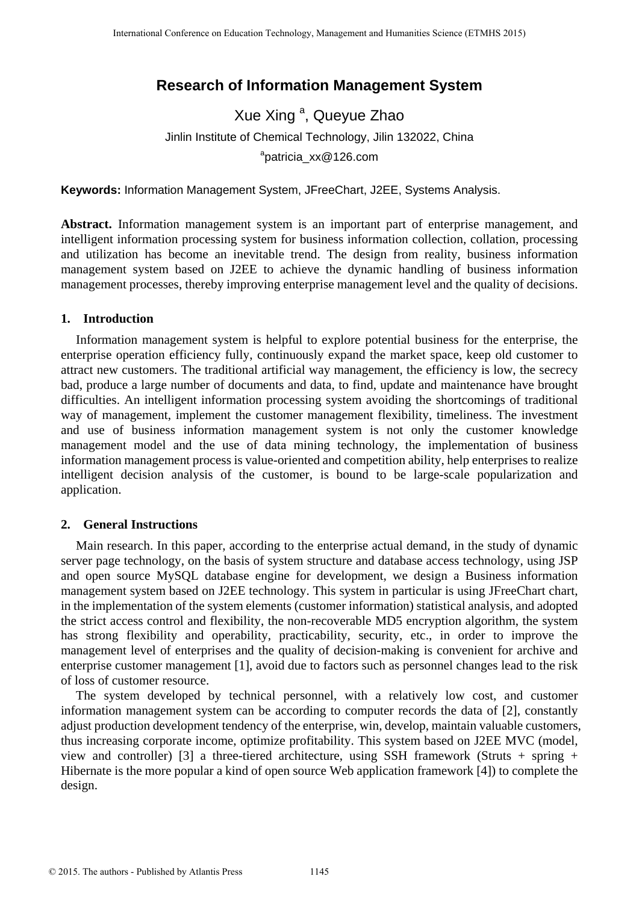# Research of Information Management System

Xue Xing [a], Queyue Zhao

Jinlin Institute of Chemical Technology, Jilin 132022, China

[a]patricia_xx@126.com

**Keywords:** Information Management System, JFreeChart, J2EE, Systems Analysis.

**Abstract.** Information management system is an important part of enterprise management, and intelligent information processing system for business information collection, collation, processing and utilization has become an inevitable trend. The design from reality, business information management system based on J2EE to achieve the dynamic handling of business information management processes, thereby improving enterprise management level and the quality of decisions.

## 1. Introduction

Information management system is helpful to explore potential business for the enterprise, the enterprise operation efficiency fully, continuously expand the market space, keep old customer to attract new customers. The traditional artificial way management, the efficiency is low, the secrecy bad, produce a large number of documents and data, to find, update and maintenance have brought difficulties. An intelligent information processing system avoiding the shortcomings of traditional way of management, implement the customer management flexibility, timeliness. The investment and use of business information management system is not only the customer knowledge management model and the use of data mining technology, the implementation of business information management process is value-oriented and competition ability, help enterprises to realize intelligent decision analysis of the customer, is bound to be large-scale popularization and application.

## 2. General Instructions

Main research. In this paper, according to the enterprise actual demand, in the study of dynamic server page technology, on the basis of system structure and database access technology, using JSP and open source MySQL database engine for development, we design a Business information management system based on J2EE technology. This system in particular is using JFreeChart chart, in the implementation of the system elements (customer information) statistical analysis, and adopted the strict access control and flexibility, the non-recoverable MD5 encryption algorithm, the system has strong flexibility and operability, practicability, security, etc., in order to improve the management level of enterprises and the quality of decision-making is convenient for archive and enterprise customer management [1], avoid due to factors such as personnel changes lead to the risk of loss of customer resource.

The system developed by technical personnel, with a relatively low cost, and customer information management system can be according to computer records the data of [2], constantly adjust production development tendency of the enterprise, win, develop, maintain valuable customers, thus increasing corporate income, optimize profitability. This system based on J2EE MVC (model, view and controller) [3] a three-tiered architecture, using SSH framework (Struts + spring + Hibernate is the more popular a kind of open source Web application framework [4]) to complete the design.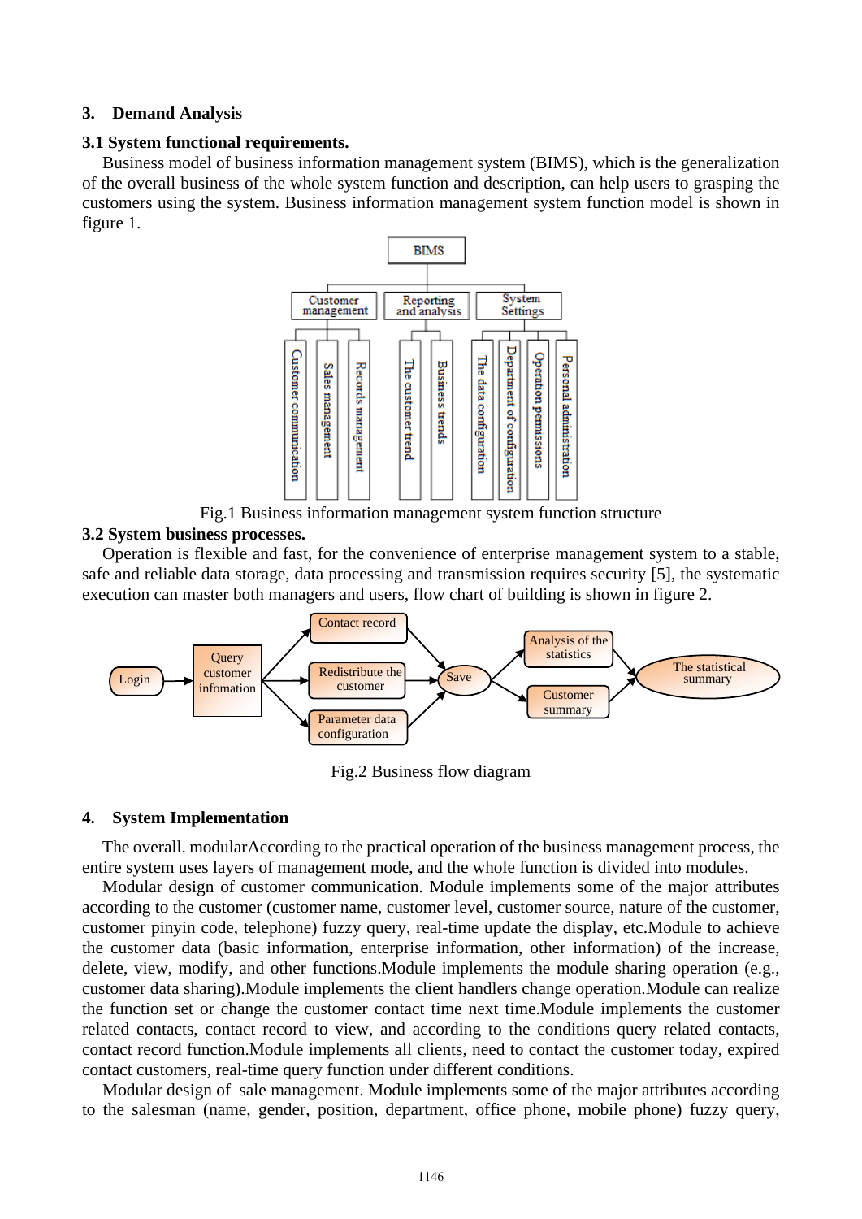## 3. Demand Analysis

### 3.1 System functional requirements.

Business model of business information management system (BIMS), which is the generalization of the overall business of the whole system function and description, can help users to grasping the customers using the system. Business information management system function model is shown in figure 1.

Fig.1 Business information management system function structure

### 3.2 System business processes.

Operation is flexible and fast, for the convenience of enterprise management system to a stable, safe and reliable data storage, data processing and transmission requires security [5], the systematic execution can master both managers and users, flow chart of building is shown in figure 2.

Fig.2 Business flow diagram

## 4. System Implementation

The overall. modularAccording to the practical operation of the business management process, the entire system uses layers of management mode, and the whole function is divided into modules.

Modular design of customer communication. Module implements some of the major attributes according to the customer (customer name, customer level, customer source, nature of the customer, customer pinyin code, telephone) fuzzy query, real-time update the display, etc.Module to achieve the customer data (basic information, enterprise information, other information) of the increase, delete, view, modify, and other functions.Module implements the module sharing operation (e.g., customer data sharing).Module implements the client handlers change operation.Module can realize the function set or change the customer contact time next time.Module implements the customer related contacts, contact record to view, and according to the conditions query related contacts, contact record function.Module implements all clients, need to contact the customer today, expired contact customers, real-time query function under different conditions.

Modular design of sale management. Module implements some of the major attributes according to the salesman (name, gender, position, department, office phone, mobile phone) fuzzy query,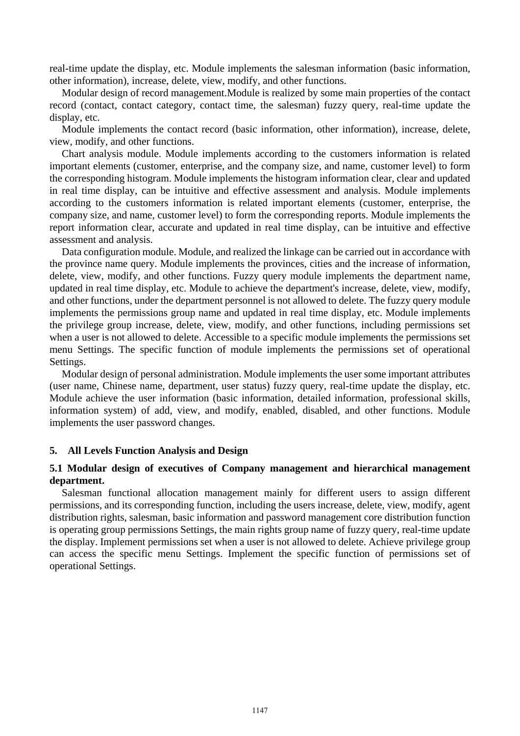real-time update the display, etc. Module implements the salesman information (basic information, other information), increase, delete, view, modify, and other functions.

Modular design of record management.Module is realized by some main properties of the contact record (contact, contact category, contact time, the salesman) fuzzy query, real-time update the display, etc.

Module implements the contact record (basic information, other information), increase, delete, view, modify, and other functions.

Chart analysis module. Module implements according to the customers information is related important elements (customer, enterprise, and the company size, and name, customer level) to form the corresponding histogram. Module implements the histogram information clear, clear and updated in real time display, can be intuitive and effective assessment and analysis. Module implements according to the customers information is related important elements (customer, enterprise, the company size, and name, customer level) to form the corresponding reports. Module implements the report information clear, accurate and updated in real time display, can be intuitive and effective assessment and analysis.

Data configuration module. Module, and realized the linkage can be carried out in accordance with the province name query. Module implements the provinces, cities and the increase of information, delete, view, modify, and other functions. Fuzzy query module implements the department name, updated in real time display, etc. Module to achieve the department's increase, delete, view, modify, and other functions, under the department personnel is not allowed to delete. The fuzzy query module implements the permissions group name and updated in real time display, etc. Module implements the privilege group increase, delete, view, modify, and other functions, including permissions set when a user is not allowed to delete. Accessible to a specific module implements the permissions set menu Settings. The specific function of module implements the permissions set of operational Settings.

Modular design of personal administration. Module implements the user some important attributes (user name, Chinese name, department, user status) fuzzy query, real-time update the display, etc. Module achieve the user information (basic information, detailed information, professional skills, information system) of add, view, and modify, enabled, disabled, and other functions. Module implements the user password changes.

## 5. All Levels Function Analysis and Design

### 5.1 Modular design of executives of Company management and hierarchical management department.

Salesman functional allocation management mainly for different users to assign different permissions, and its corresponding function, including the users increase, delete, view, modify, agent distribution rights, salesman, basic information and password management core distribution function is operating group permissions Settings, the main rights group name of fuzzy query, real-time update the display. Implement permissions set when a user is not allowed to delete. Achieve privilege group can access the specific menu Settings. Implement the specific function of permissions set of operational Settings.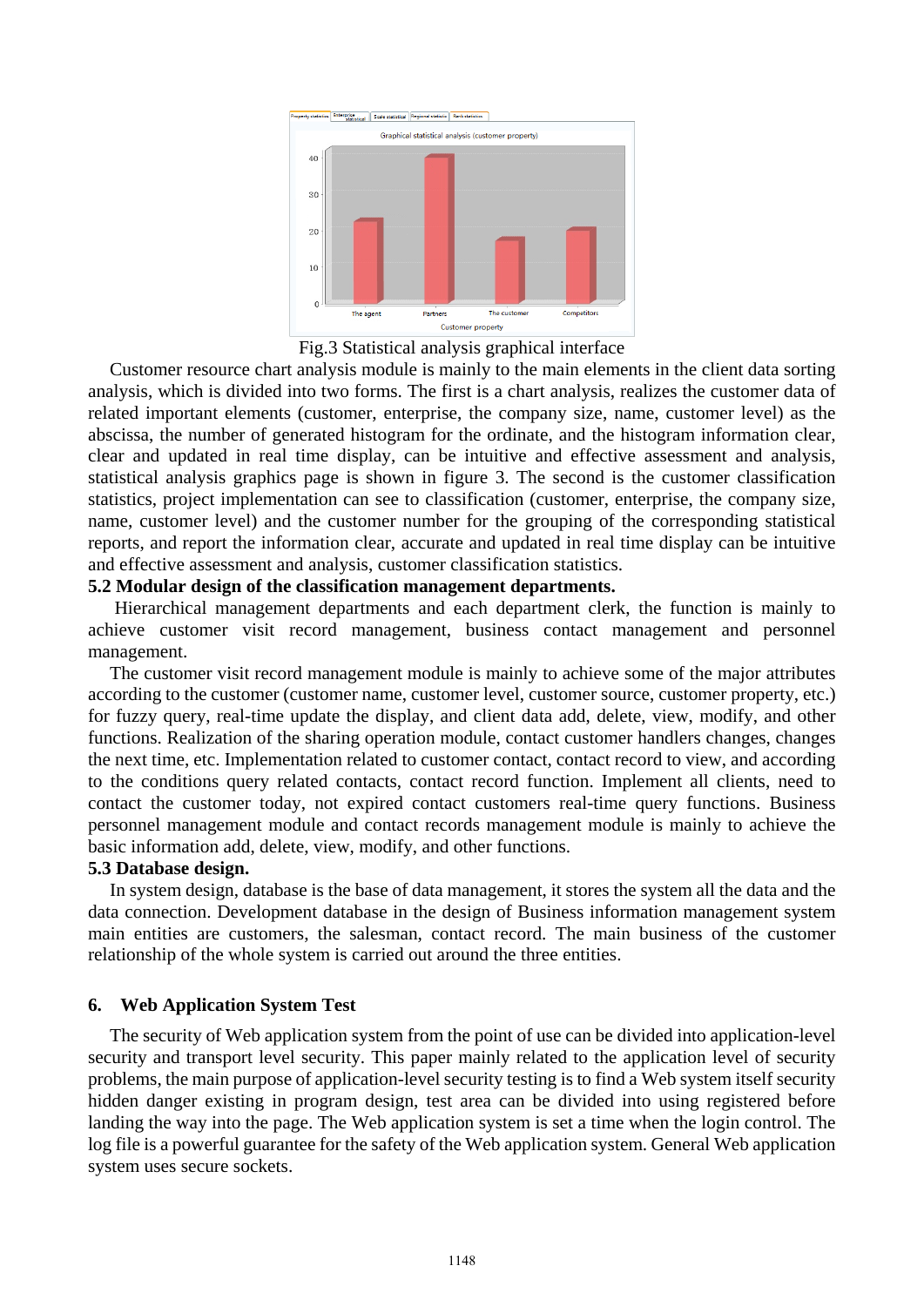Fig.3 Statistical analysis graphical interface

Customer resource chart analysis module is mainly to the main elements in the client data sorting analysis, which is divided into two forms. The first is a chart analysis, realizes the customer data of related important elements (customer, enterprise, the company size, name, customer level) as the abscissa, the number of generated histogram for the ordinate, and the histogram information clear, clear and updated in real time display, can be intuitive and effective assessment and analysis, statistical analysis graphics page is shown in figure 3. The second is the customer classification statistics, project implementation can see to classification (customer, enterprise, the company size, name, customer level) and the customer number for the grouping of the corresponding statistical reports, and report the information clear, accurate and updated in real time display can be intuitive and effective assessment and analysis, customer classification statistics.

### 5.2 Modular design of the classification management departments.

Hierarchical management departments and each department clerk, the function is mainly to achieve customer visit record management, business contact management and personnel management.

The customer visit record management module is mainly to achieve some of the major attributes according to the customer (customer name, customer level, customer source, customer property, etc.) for fuzzy query, real-time update the display, and client data add, delete, view, modify, and other functions. Realization of the sharing operation module, contact customer handlers changes, changes the next time, etc. Implementation related to customer contact, contact record to view, and according to the conditions query related contacts, contact record function. Implement all clients, need to contact the customer today, not expired contact customers real-time query functions. Business personnel management module and contact records management module is mainly to achieve the basic information add, delete, view, modify, and other functions.

### 5.3 Database design.

In system design, database is the base of data management, it stores the system all the data and the data connection. Development database in the design of Business information management system main entities are customers, the salesman, contact record. The main business of the customer relationship of the whole system is carried out around the three entities.

## 6. Web Application System Test

The security of Web application system from the point of use can be divided into application-level security and transport level security. This paper mainly related to the application level of security problems, the main purpose of application-level security testing is to find a Web system itself security hidden danger existing in program design, test area can be divided into using registered before landing the way into the page. The Web application system is set a time when the login control. The log file is a powerful guarantee for the safety of the Web application system. General Web application system uses secure sockets.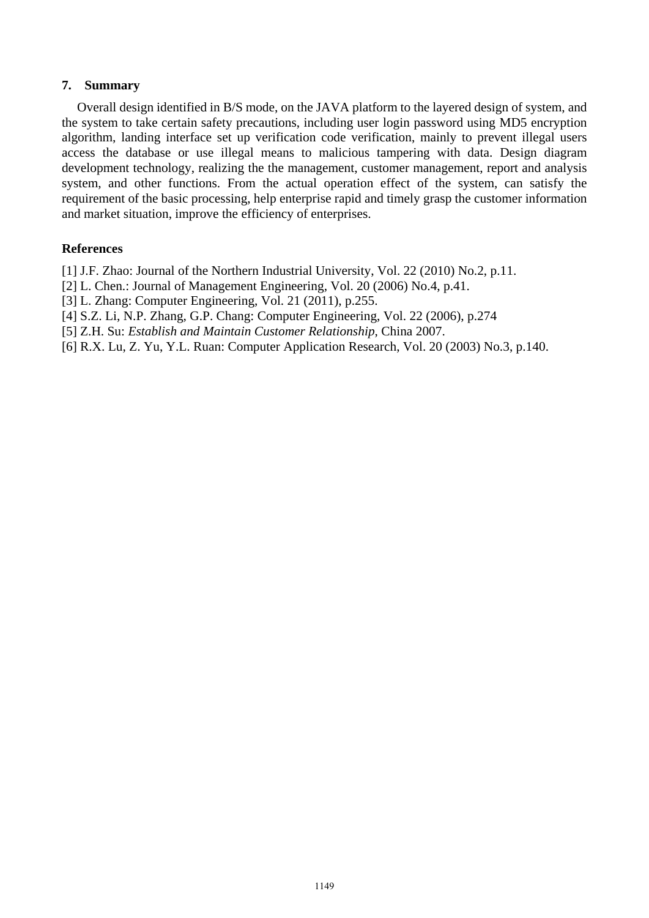## 7. Summary

Overall design identified in B/S mode, on the JAVA platform to the layered design of system, and the system to take certain safety precautions, including user login password using MD5 encryption algorithm, landing interface set up verification code verification, mainly to prevent illegal users access the database or use illegal means to malicious tampering with data. Design diagram development technology, realizing the the management, customer management, report and analysis system, and other functions. From the actual operation effect of the system, can satisfy the requirement of the basic processing, help enterprise rapid and timely grasp the customer information and market situation, improve the efficiency of enterprises.

## References

[1] J.F. Zhao: Journal of the Northern Industrial University, Vol. 22 (2010) No.2, p.11.
[2] L. Chen.: Journal of Management Engineering, Vol. 20 (2006) No.4, p.41.
[3] L. Zhang: Computer Engineering, Vol. 21 (2011), p.255.
[4] S.Z. Li, N.P. Zhang, G.P. Chang: Computer Engineering, Vol. 22 (2006), p.274
[5] Z.H. Su: *Establish and Maintain Customer Relationship*, China 2007.
[6] R.X. Lu, Z. Yu, Y.L. Ruan: Computer Application Research, Vol. 20 (2003) No.3, p.140.